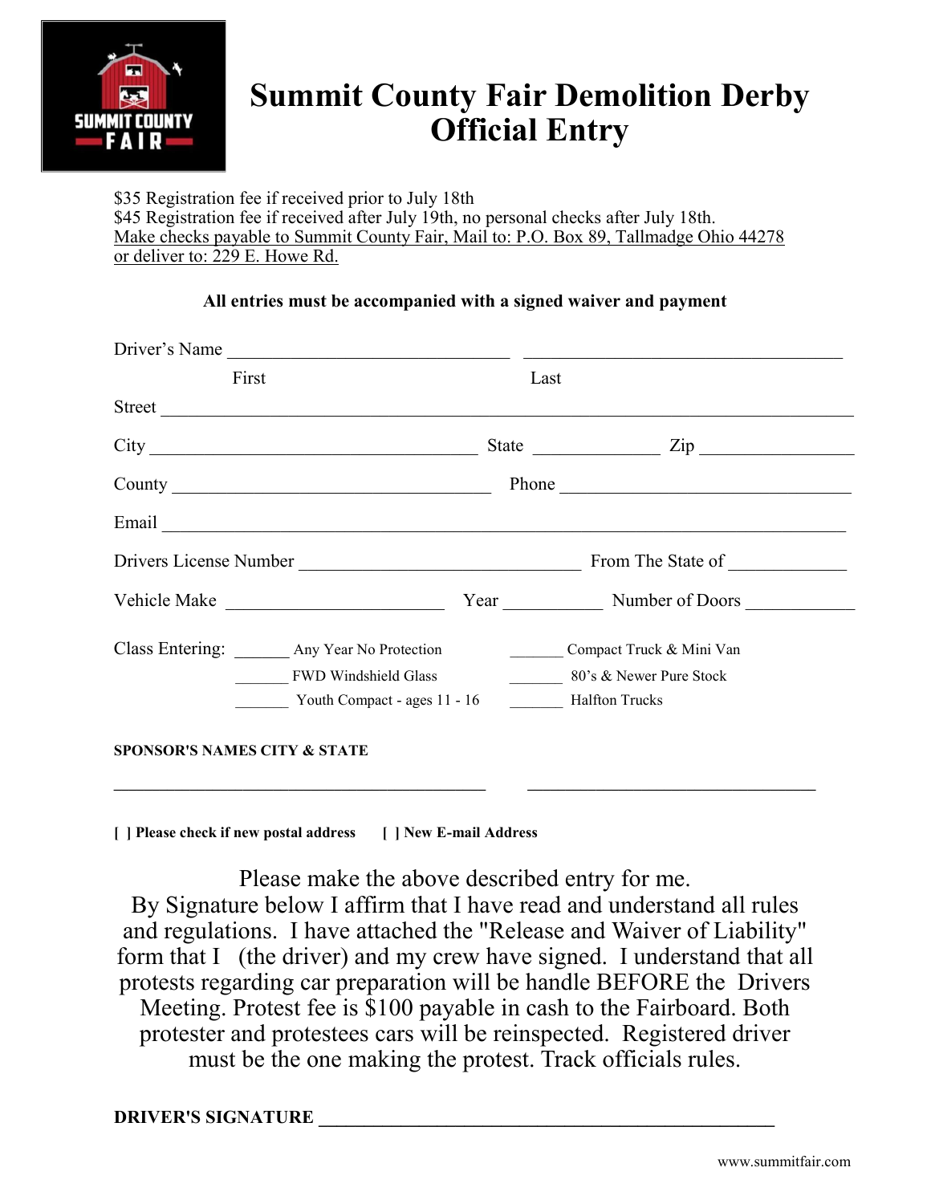# Summit County Fair Demolition Derby Official Entry

$35 Registration fee if received prior to July 18th
$45 Registration fee if received after July 19th, no personal checks after July 18th.
Make checks payable to Summit County Fair, Mail to: P.O. Box 89, Tallmadge Ohio 44278 or deliver to: 229 E. Howe Rd.

**All entries must be accompanied with a signed waiver and payment**

Driver's Name ______________________________ ______________________________
First Last

Street ____________________________________________________________

City ______________________________ State ____________ Zip ______________

County ______________________________ Phone ______________________________

Email ____________________________________________________________

Drivers License Number ______________________________ From The State of ____________

Vehicle Make ______________________ Year __________ Number of Doors ___________

Class Entering:
- ______ Any Year No Protection
- ______ FWD Windshield Glass
- ______ Youth Compact - ages 11 - 16
- ______ Compact Truck & Mini Van
- ______ 80's & Newer Pure Stock
- ______ Halfton Trucks

**SPONSOR'S NAMES CITY & STATE**

______________________________________ ______________________________

**[ ] Please check if new postal address** **[ ] New E-mail Address**

Please make the above described entry for me.
By Signature below I affirm that I have read and understand all rules and regulations. I have attached the "Release and Waiver of Liability" form that I (the driver) and my crew have signed. I understand that all protests regarding car preparation will be handle BEFORE the Drivers Meeting. Protest fee is $100 payable in cash to the Fairboard. Both protester and protestees cars will be reinspected. Registered driver must be the one making the protest. Track officials rules.

**DRIVER'S SIGNATURE ____________________________________________**

www.summitfair.com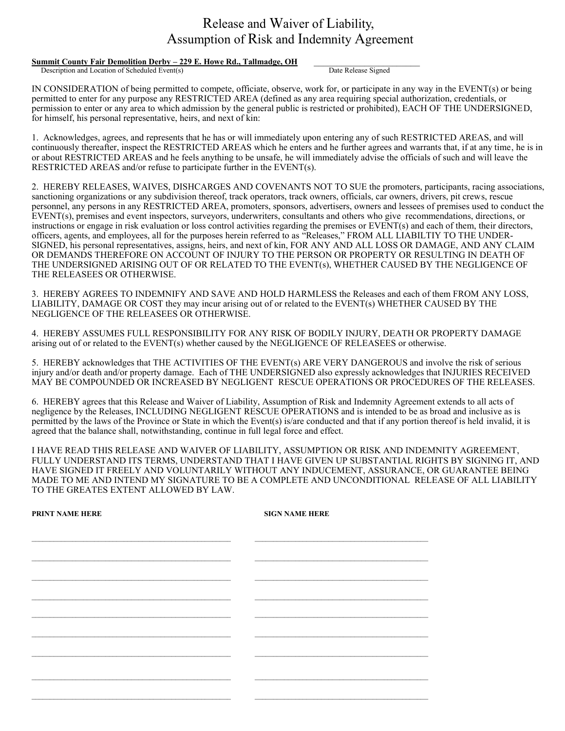# Release and Waiver of Liability, Assumption of Risk and Indemnity Agreement

**Summit County Fair Demolition Derby – 229 E. Howe Rd., Tallmadge, OH** \_\_\_\_\_\_\_\_\_\_\_\_\_\_\_\_\_\_\_\_\_\_\_\_\_\_

Description and Location of Scheduled Event(s) Date Release Signed

IN CONSIDERATION of being permitted to compete, officiate, observe, work for, or participate in any way in the EVENT(s) or being permitted to enter for any purpose any RESTRICTED AREA (defined as any area requiring special authorization, credentials, or permission to enter or any area to which admission by the general public is restricted or prohibited), EACH OF THE UNDERSIGNED, for himself, his personal representative, heirs, and next of kin:

1. Acknowledges, agrees, and represents that he has or will immediately upon entering any of such RESTRICTED AREAS, and will continuously thereafter, inspect the RESTRICTED AREAS which he enters and he further agrees and warrants that, if at any time, he is in or about RESTRICTED AREAS and he feels anything to be unsafe, he will immediately advise the officials of such and will leave the RESTRICTED AREAS and/or refuse to participate further in the EVENT(s).

2. HEREBY RELEASES, WAIVES, DISHCARGES AND COVENANTS NOT TO SUE the promoters, participants, racing associations, sanctioning organizations or any subdivision thereof, track operators, track owners, officials, car owners, drivers, pit crews, rescue personnel, any persons in any RESTRICTED AREA, promoters, sponsors, advertisers, owners and lessees of premises used to conduct the EVENT(s), premises and event inspectors, surveyors, underwriters, consultants and others who give recommendations, directions, or instructions or engage in risk evaluation or loss control activities regarding the premises or EVENT(s) and each of them, their directors, officers, agents, and employees, all for the purposes herein referred to as "Releases," FROM ALL LIABILTIY TO THE UNDER-SIGNED, his personal representatives, assigns, heirs, and next of kin, FOR ANY AND ALL LOSS OR DAMAGE, AND ANY CLAIM OR DEMANDS THEREFORE ON ACCOUNT OF INJURY TO THE PERSON OR PROPERTY OR RESULTING IN DEATH OF THE UNDERSIGNED ARISING OUT OF OR RELATED TO THE EVENT(s), WHETHER CAUSED BY THE NEGLIGENCE OF THE RELEASEES OR OTHERWISE.

3. HEREBY AGREES TO INDEMNIFY AND SAVE AND HOLD HARMLESS the Releases and each of them FROM ANY LOSS, LIABILITY, DAMAGE OR COST they may incur arising out of or related to the EVENT(s) WHETHER CAUSED BY THE NEGLIGENCE OF THE RELEASEES OR OTHERWISE.

4. HEREBY ASSUMES FULL RESPONSIBILITY FOR ANY RISK OF BODILY INJURY, DEATH OR PROPERTY DAMAGE arising out of or related to the EVENT(s) whether caused by the NEGLIGENCE OF RELEASEES or otherwise.

5. HEREBY acknowledges that THE ACTIVITIES OF THE EVENT(s) ARE VERY DANGEROUS and involve the risk of serious injury and/or death and/or property damage. Each of THE UNDERSIGNED also expressly acknowledges that INJURIES RECEIVED MAY BE COMPOUNDED OR INCREASED BY NEGLIGENT RESCUE OPERATIONS OR PROCEDURES OF THE RELEASES.

6. HEREBY agrees that this Release and Waiver of Liability, Assumption of Risk and Indemnity Agreement extends to all acts of negligence by the Releases, INCLUDING NEGLIGENT RESCUE OPERATIONS and is intended to be as broad and inclusive as is permitted by the laws of the Province or State in which the Event(s) is/are conducted and that if any portion thereof is held invalid, it is agreed that the balance shall, notwithstanding, continue in full legal force and effect.

I HAVE READ THIS RELEASE AND WAIVER OF LIABILITY, ASSUMPTION OR RISK AND INDEMNITY AGREEMENT, FULLY UNDERSTAND ITS TERMS, UNDERSTAND THAT I HAVE GIVEN UP SUBSTANTIAL RIGHTS BY SIGNING IT, AND HAVE SIGNED IT FREELY AND VOLUNTARILY WITHOUT ANY INDUCEMENT, ASSURANCE, OR GUARANTEE BEING MADE TO ME AND INTEND MY SIGNATURE TO BE A COMPLETE AND UNCONDITIONAL RELEASE OF ALL LIABILITY TO THE GREATES EXTENT ALLOWED BY LAW.

| PRINT NAME HERE | SIGN NAME HERE |
| --- | --- |
| | |
| | |
| | |
| | |
| | |
| | |
| | |
| | |
| | |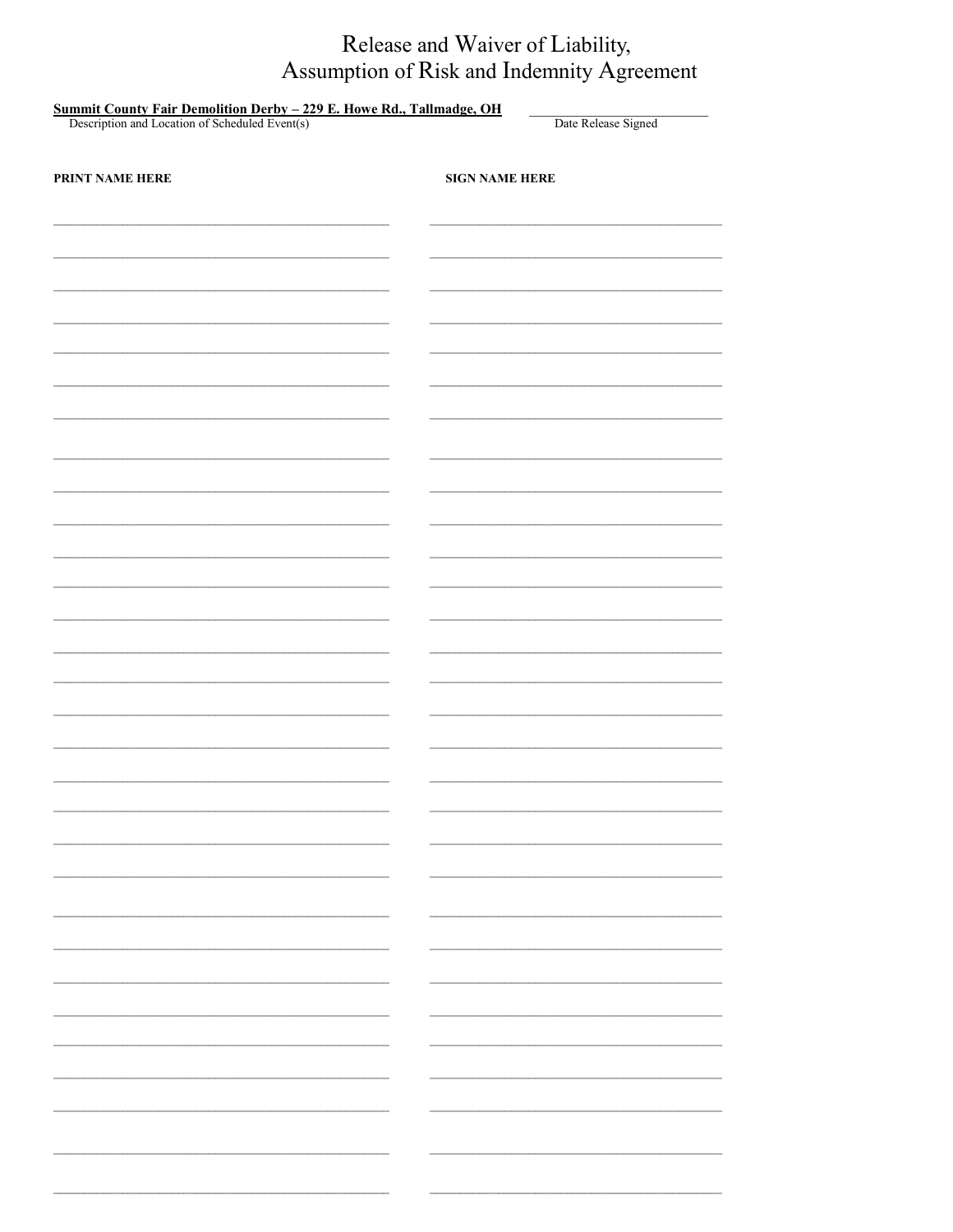# Release and Waiver of Liability, Assumption of Risk and Indemnity Agreement

**Summit County Fair Demolition Derby – 229 E. Howe Rd., Tallmadge, OH**
Description and Location of Scheduled Event(s)

\_\_\_\_\_\_\_\_\_\_\_\_\_\_\_\_\_\_\_\_\_\_\_\_\_\_
Date Release Signed

| PRINT NAME HERE | SIGN NAME HERE |
|---|---|
| | |
| | |
| | |
| | |
| | |
| | |
| | |
| | |
| | |
| | |
| | |
| | |
| | |
| | |
| | |
| | |
| | |
| | |
| | |
| | |
| | |
| | |
| | |
| | |
| | |
| | |
| | |
| | |
| | |
| | |